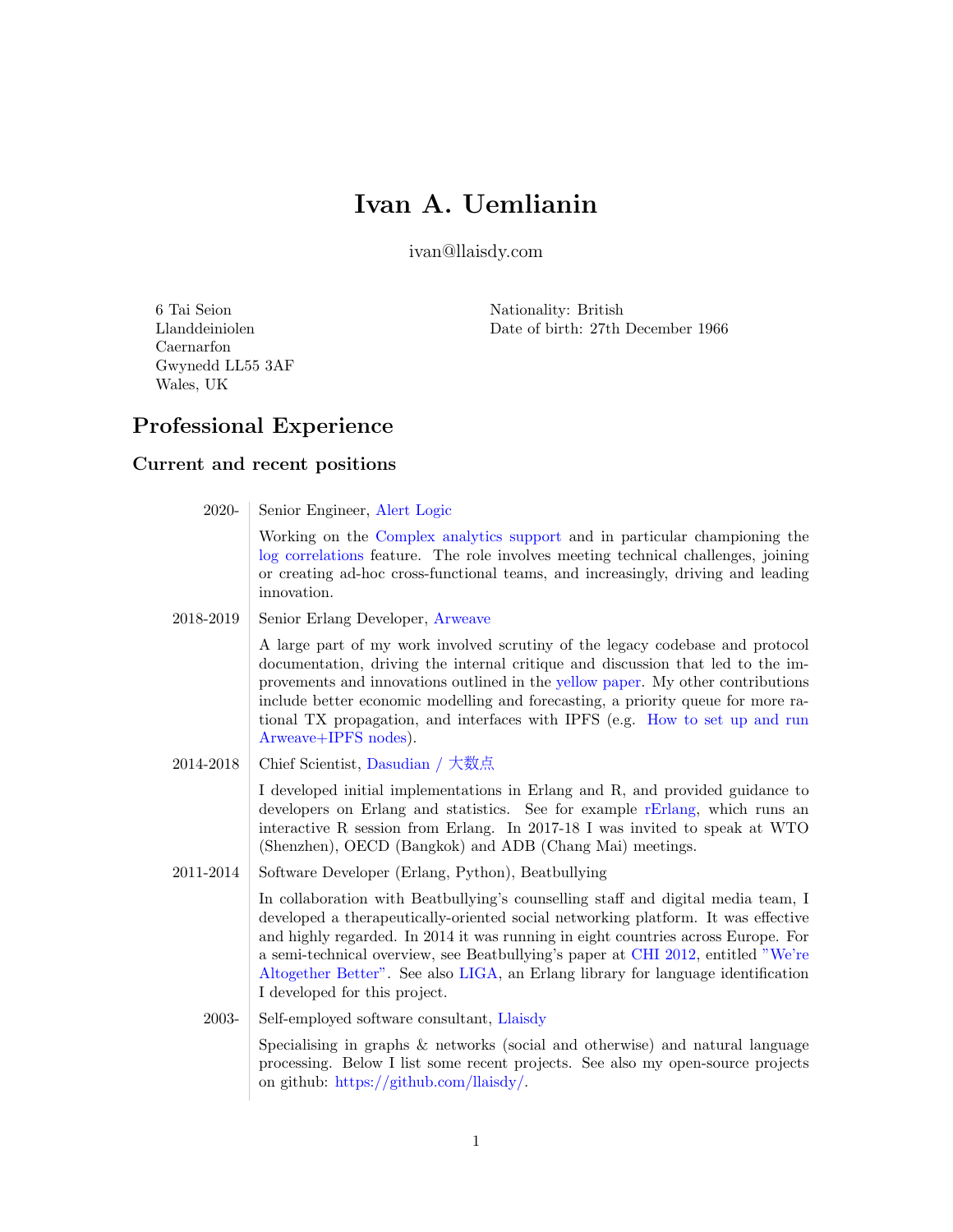# Ivan A. Uemlianin

ivan@llaisdy.com

6 Tai Seion
Llanddeiniolen
Caernarfon
Gwynedd LL55 3AF
Wales, UK

Nationality: British
Date of birth: 27th December 1966

## Professional Experience

### Current and recent positions

**2020-** Senior Engineer, Alert Logic

Working on the Complex analytics support and in particular championing the log correlations feature. The role involves meeting technical challenges, joining or creating ad-hoc cross-functional teams, and increasingly, driving and leading innovation.

**2018-2019** Senior Erlang Developer, Arweave

A large part of my work involved scrutiny of the legacy codebase and protocol documentation, driving the internal critique and discussion that led to the improvements and innovations outlined in the yellow paper. My other contributions include better economic modelling and forecasting, a priority queue for more rational TX propagation, and interfaces with IPFS (e.g. How to set up and run Arweave+IPFS nodes).

**2014-2018** Chief Scientist, Dasudian / 大数点

I developed initial implementations in Erlang and R, and provided guidance to developers on Erlang and statistics. See for example rErlang, which runs an interactive R session from Erlang. In 2017-18 I was invited to speak at WTO (Shenzhen), OECD (Bangkok) and ADB (Chang Mai) meetings.

**2011-2014** Software Developer (Erlang, Python), Beatbullying

In collaboration with Beatbullying's counselling staff and digital media team, I developed a therapeutically-oriented social networking platform. It was effective and highly regarded. In 2014 it was running in eight countries across Europe. For a semi-technical overview, see Beatbullying's paper at CHI 2012, entitled "We're Altogether Better". See also LIGA, an Erlang library for language identification I developed for this project.

**2003-** Self-employed software consultant, Llaisdy

Specialising in graphs & networks (social and otherwise) and natural language processing. Below I list some recent projects. See also my open-source projects on github: https://github.com/llaisdy/.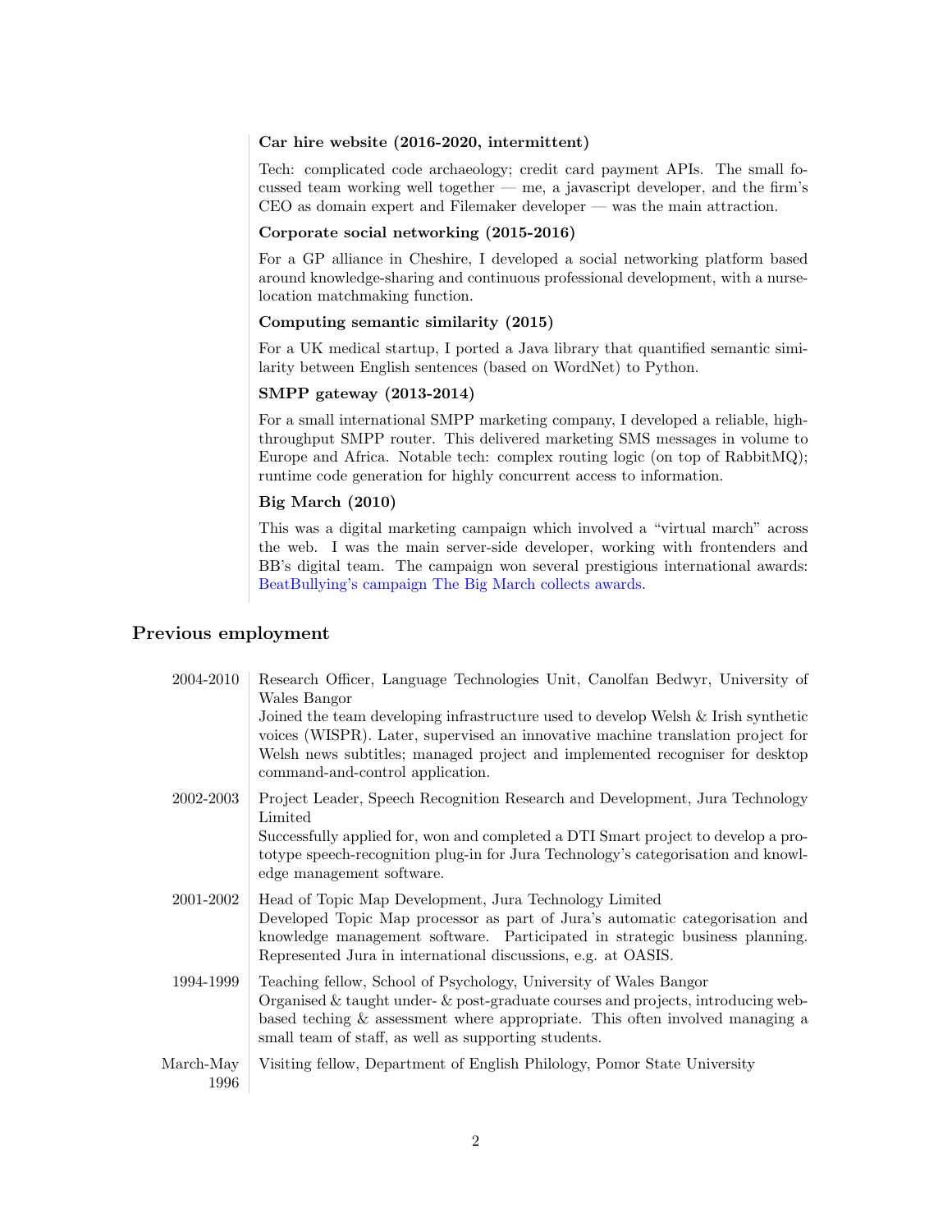**Car hire website (2016-2020, intermittent)**

Tech: complicated code archaeology; credit card payment APIs. The small focussed team working well together — me, a javascript developer, and the firm's CEO as domain expert and Filemaker developer — was the main attraction.

**Corporate social networking (2015-2016)**

For a GP alliance in Cheshire, I developed a social networking platform based around knowledge-sharing and continuous professional development, with a nurse-location matchmaking function.

**Computing semantic similarity (2015)**

For a UK medical startup, I ported a Java library that quantified semantic similarity between English sentences (based on WordNet) to Python.

**SMPP gateway (2013-2014)**

For a small international SMPP marketing company, I developed a reliable, high-throughput SMPP router. This delivered marketing SMS messages in volume to Europe and Africa. Notable tech: complex routing logic (on top of RabbitMQ); runtime code generation for highly concurrent access to information.

**Big March (2010)**

This was a digital marketing campaign which involved a "virtual march" across the web. I was the main server-side developer, working with frontenders and BB's digital team. The campaign won several prestigious international awards: BeatBullying's campaign The Big March collects awards.

## Previous employment

**2004-2010** — Research Officer, Language Technologies Unit, Canolfan Bedwyr, University of Wales Bangor
Joined the team developing infrastructure used to develop Welsh & Irish synthetic voices (WISPR). Later, supervised an innovative machine translation project for Welsh news subtitles; managed project and implemented recogniser for desktop command-and-control application.

**2002-2003** — Project Leader, Speech Recognition Research and Development, Jura Technology Limited
Successfully applied for, won and completed a DTI Smart project to develop a prototype speech-recognition plug-in for Jura Technology's categorisation and knowledge management software.

**2001-2002** — Head of Topic Map Development, Jura Technology Limited
Developed Topic Map processor as part of Jura's automatic categorisation and knowledge management software. Participated in strategic business planning. Represented Jura in international discussions, e.g. at OASIS.

**1994-1999** — Teaching fellow, School of Psychology, University of Wales Bangor
Organised & taught under- & post-graduate courses and projects, introducing web-based teching & assessment where appropriate. This often involved managing a small team of staff, as well as supporting students.

**March-May 1996** — Visiting fellow, Department of English Philology, Pomor State University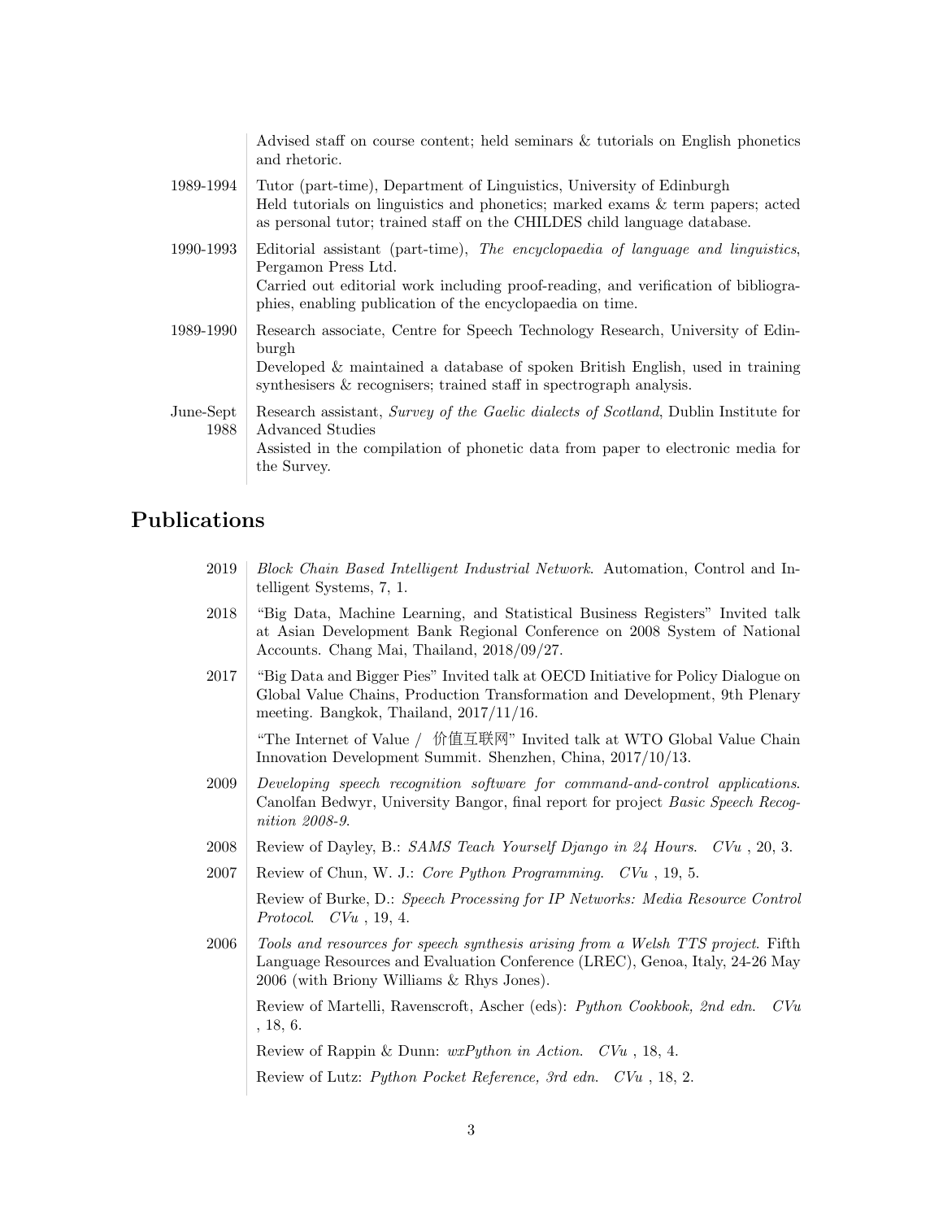| | |
|---|---|
| | Advised staff on course content; held seminars & tutorials on English phonetics and rhetoric. |
| 1989-1994 | Tutor (part-time), Department of Linguistics, University of Edinburgh<br>Held tutorials on linguistics and phonetics; marked exams & term papers; acted as personal tutor; trained staff on the CHILDES child language database. |
| 1990-1993 | Editorial assistant (part-time), *The encyclopaedia of language and linguistics*, Pergamon Press Ltd.<br>Carried out editorial work including proof-reading, and verification of bibliographies, enabling publication of the encyclopaedia on time. |
| 1989-1990 | Research associate, Centre for Speech Technology Research, University of Edinburgh<br>Developed & maintained a database of spoken British English, used in training synthesisers & recognisers; trained staff in spectrograph analysis. |
| June-Sept 1988 | Research assistant, *Survey of the Gaelic dialects of Scotland*, Dublin Institute for Advanced Studies<br>Assisted in the compilation of phonetic data from paper to electronic media for the Survey. |

## Publications

| | |
|---|---|
| 2019 | *Block Chain Based Intelligent Industrial Network*. Automation, Control and Intelligent Systems, 7, 1. |
| 2018 | "Big Data, Machine Learning, and Statistical Business Registers" Invited talk at Asian Development Bank Regional Conference on 2008 System of National Accounts. Chang Mai, Thailand, 2018/09/27. |
| 2017 | "Big Data and Bigger Pies" Invited talk at OECD Initiative for Policy Dialogue on Global Value Chains, Production Transformation and Development, 9th Plenary meeting. Bangkok, Thailand, 2017/11/16. |
| | "The Internet of Value / 价值互联网" Invited talk at WTO Global Value Chain Innovation Development Summit. Shenzhen, China, 2017/10/13. |
| 2009 | *Developing speech recognition software for command-and-control applications*. Canolfan Bedwyr, University Bangor, final report for project *Basic Speech Recognition 2008-9*. |
| 2008 | Review of Dayley, B.: *SAMS Teach Yourself Django in 24 Hours*. *CVu* , 20, 3. |
| 2007 | Review of Chun, W. J.: *Core Python Programming*. *CVu* , 19, 5. |
| | Review of Burke, D.: *Speech Processing for IP Networks: Media Resource Control Protocol*. *CVu* , 19, 4. |
| 2006 | *Tools and resources for speech synthesis arising from a Welsh TTS project*. Fifth Language Resources and Evaluation Conference (LREC), Genoa, Italy, 24-26 May 2006 (with Briony Williams & Rhys Jones). |
| | Review of Martelli, Ravenscroft, Ascher (eds): *Python Cookbook, 2nd edn*. *CVu* , 18, 6. |
| | Review of Rappin & Dunn: *wxPython in Action*. *CVu* , 18, 4. |
| | Review of Lutz: *Python Pocket Reference, 3rd edn*. *CVu* , 18, 2. |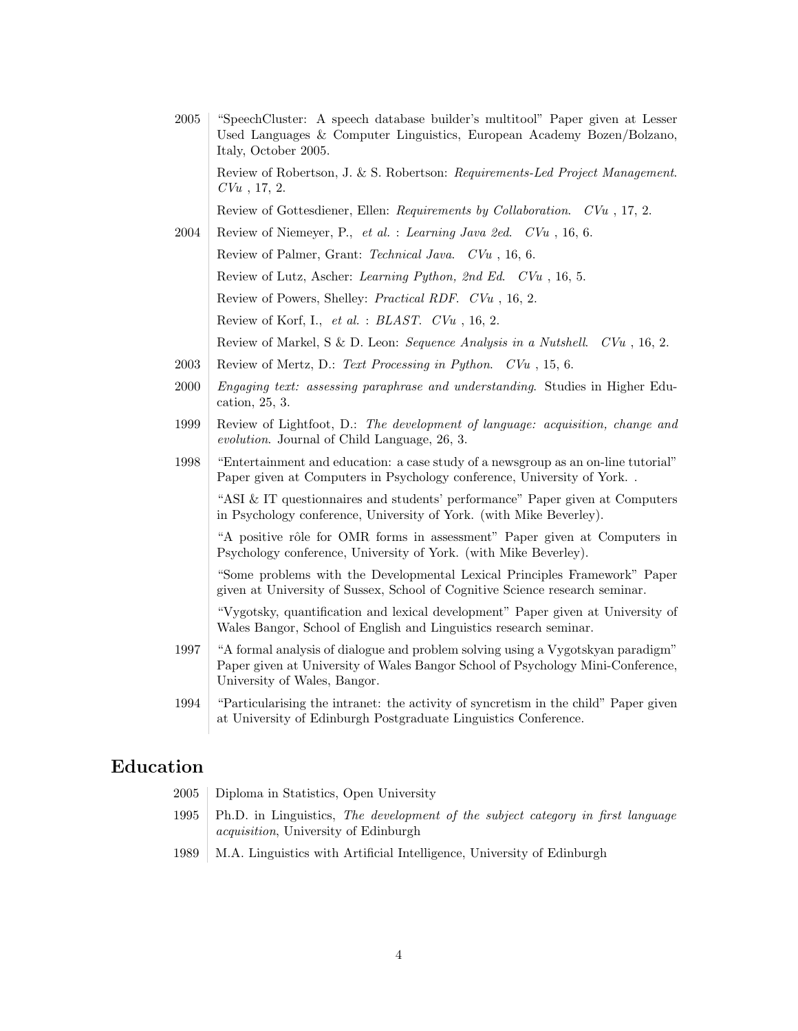| | |
|---|---|
| 2005 | "SpeechCluster: A speech database builder's multitool" Paper given at Lesser Used Languages & Computer Linguistics, European Academy Bozen/Bolzano, Italy, October 2005. |
| | Review of Robertson, J. & S. Robertson: *Requirements-Led Project Management*. *CVu* , 17, 2. |
| | Review of Gottesdiener, Ellen: *Requirements by Collaboration*. *CVu* , 17, 2. |
| 2004 | Review of Niemeyer, P., *et al.* : *Learning Java 2ed*. *CVu* , 16, 6. |
| | Review of Palmer, Grant: *Technical Java*. *CVu* , 16, 6. |
| | Review of Lutz, Ascher: *Learning Python, 2nd Ed*. *CVu* , 16, 5. |
| | Review of Powers, Shelley: *Practical RDF*. *CVu* , 16, 2. |
| | Review of Korf, I., *et al.* : *BLAST*. *CVu* , 16, 2. |
| | Review of Markel, S & D. Leon: *Sequence Analysis in a Nutshell*. *CVu* , 16, 2. |
| 2003 | Review of Mertz, D.: *Text Processing in Python*. *CVu* , 15, 6. |
| 2000 | *Engaging text: assessing paraphrase and understanding*. Studies in Higher Education, 25, 3. |
| 1999 | Review of Lightfoot, D.: *The development of language: acquisition, change and evolution*. Journal of Child Language, 26, 3. |
| 1998 | "Entertainment and education: a case study of a newsgroup as an on-line tutorial" Paper given at Computers in Psychology conference, University of York. . |
| | "ASI & IT questionnaires and students' performance" Paper given at Computers in Psychology conference, University of York. (with Mike Beverley). |
| | "A positive rôle for OMR forms in assessment" Paper given at Computers in Psychology conference, University of York. (with Mike Beverley). |
| | "Some problems with the Developmental Lexical Principles Framework" Paper given at University of Sussex, School of Cognitive Science research seminar. |
| | "Vygotsky, quantification and lexical development" Paper given at University of Wales Bangor, School of English and Linguistics research seminar. |
| 1997 | "A formal analysis of dialogue and problem solving using a Vygotskyan paradigm" Paper given at University of Wales Bangor School of Psychology Mini-Conference, University of Wales, Bangor. |
| 1994 | "Particularising the intranet: the activity of syncretism in the child" Paper given at University of Edinburgh Postgraduate Linguistics Conference. |

# Education

| | |
|---|---|
| 2005 | Diploma in Statistics, Open University |
| 1995 | Ph.D. in Linguistics, *The development of the subject category in first language acquisition*, University of Edinburgh |
| 1989 | M.A. Linguistics with Artificial Intelligence, University of Edinburgh |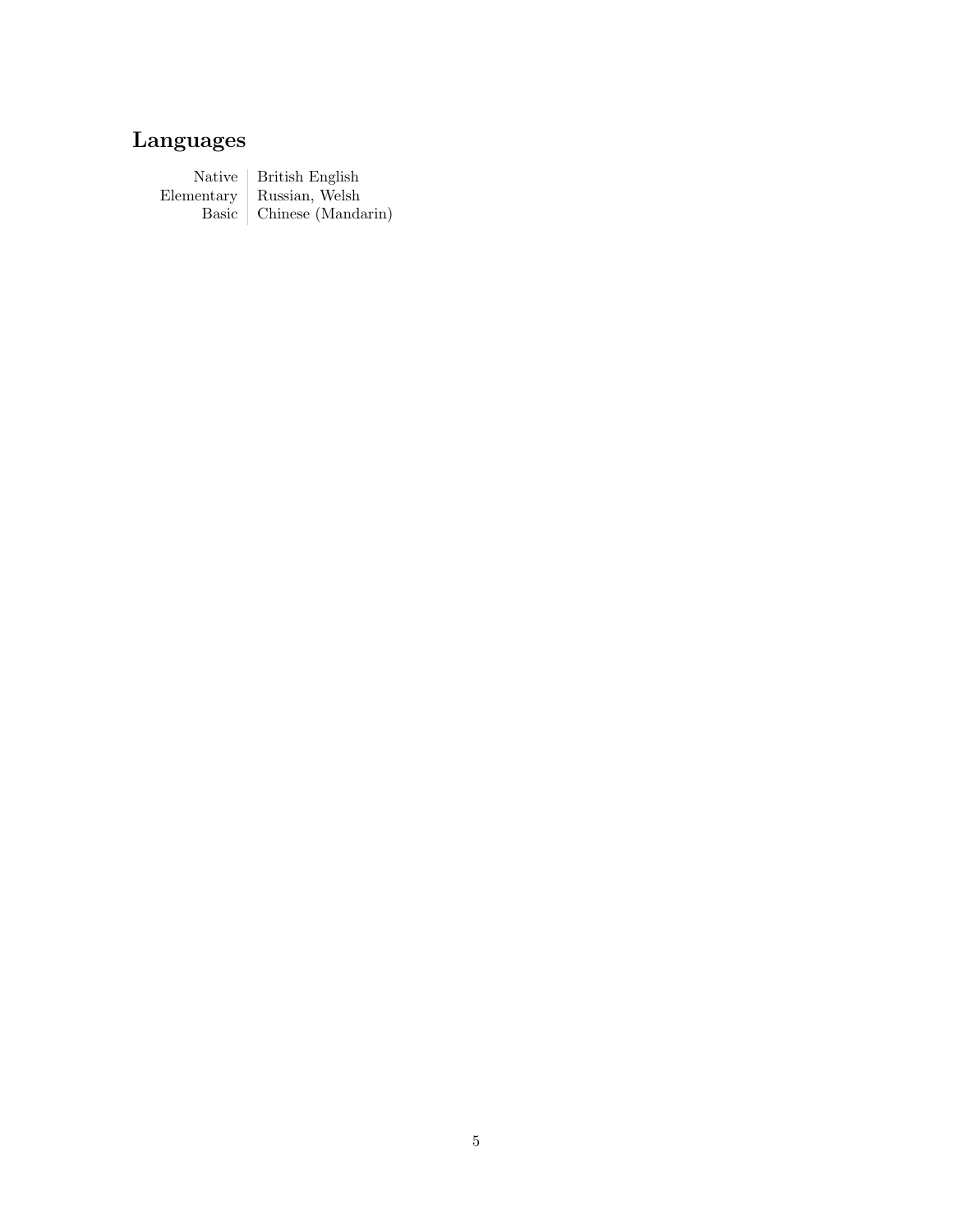## Languages

| | |
|---|---|
| Native | British English |
| Elementary | Russian, Welsh |
| Basic | Chinese (Mandarin) |